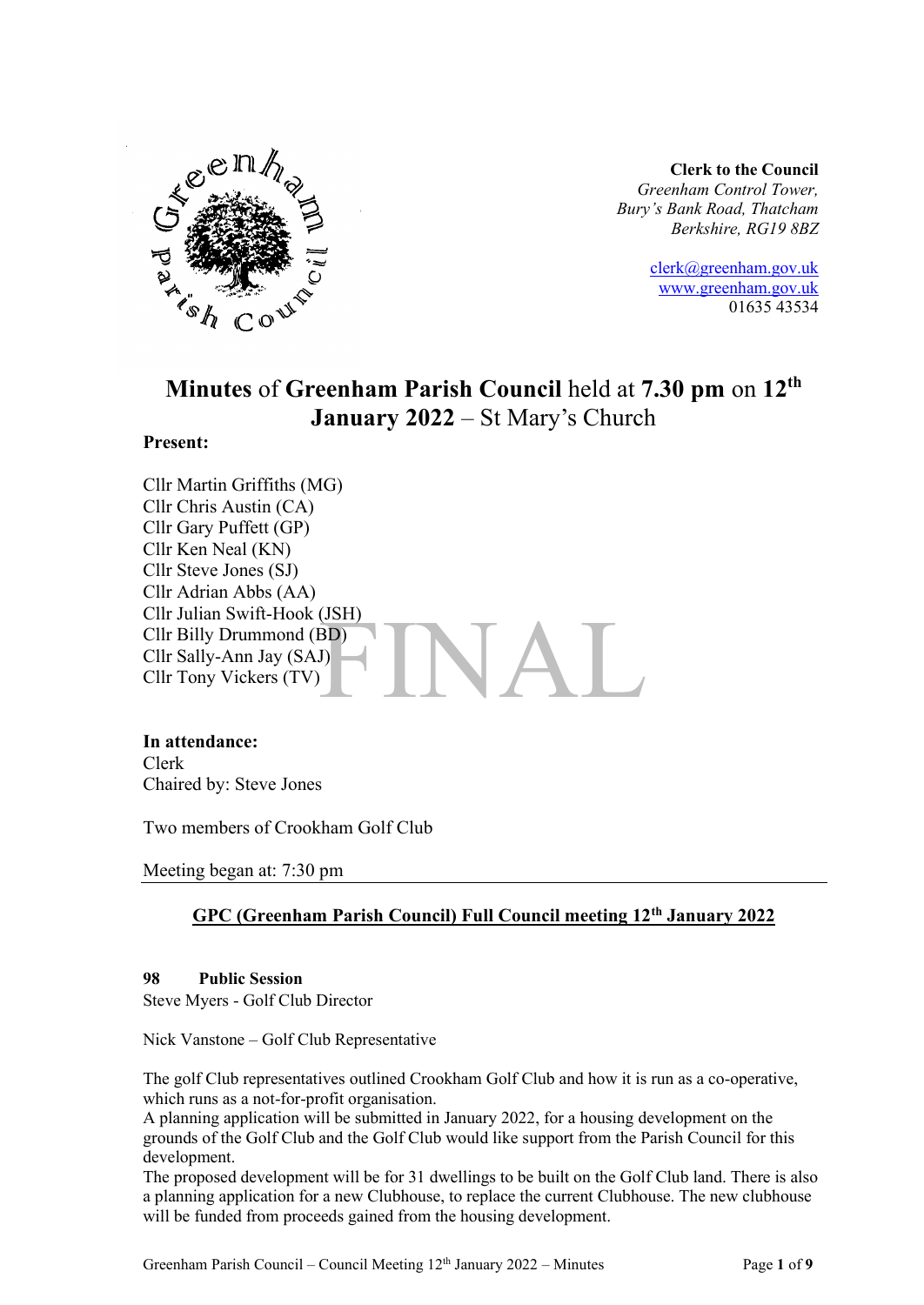**Clerk to the Council**
*Greenham Control Tower,*
*Bury's Bank Road, Thatcham*
*Berkshire, RG19 8BZ*

clerk@greenham.gov.uk
www.greenham.gov.uk
01635 43534

# **Minutes** of **Greenham Parish Council** held at **7.30 pm** on **12th January 2022** – St Mary's Church

**Present:**

Cllr Martin Griffiths (MG)
Cllr Chris Austin (CA)
Cllr Gary Puffett (GP)
Cllr Ken Neal (KN)
Cllr Steve Jones (SJ)
Cllr Adrian Abbs (AA)
Cllr Julian Swift-Hook (JSH)
Cllr Billy Drummond (BD)
Cllr Sally-Ann Jay (SAJ)
Cllr Tony Vickers (TV)

**In attendance:**
Clerk
Chaired by: Steve Jones

Two members of Crookham Golf Club

Meeting began at: 7:30 pm

## **GPC (Greenham Parish Council) Full Council meeting 12th January 2022**

**98 Public Session**
Steve Myers - Golf Club Director

Nick Vanstone – Golf Club Representative

The golf Club representatives outlined Crookham Golf Club and how it is run as a co-operative, which runs as a not-for-profit organisation.
A planning application will be submitted in January 2022, for a housing development on the grounds of the Golf Club and the Golf Club would like support from the Parish Council for this development.
The proposed development will be for 31 dwellings to be built on the Golf Club land. There is also a planning application for a new Clubhouse, to replace the current Clubhouse. The new clubhouse will be funded from proceeds gained from the housing development.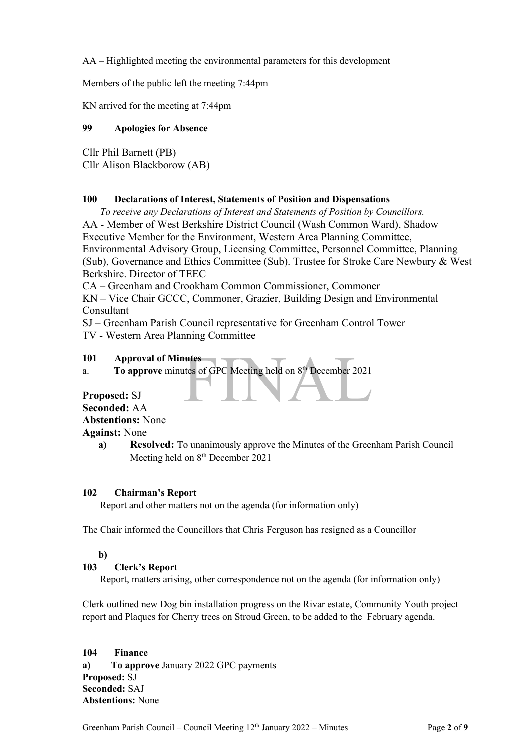AA – Highlighted meeting the environmental parameters for this development

Members of the public left the meeting 7:44pm

KN arrived for the meeting at 7:44pm

**99 Apologies for Absence**

Cllr Phil Barnett (PB)
Cllr Alison Blackborow (AB)

**100 Declarations of Interest, Statements of Position and Dispensations**

*To receive any Declarations of Interest and Statements of Position by Councillors.*

AA - Member of West Berkshire District Council (Wash Common Ward), Shadow Executive Member for the Environment, Western Area Planning Committee, Environmental Advisory Group, Licensing Committee, Personnel Committee, Planning (Sub), Governance and Ethics Committee (Sub). Trustee for Stroke Care Newbury & West Berkshire. Director of TEEC

CA – Greenham and Crookham Common Commissioner, Commoner

KN – Vice Chair GCCC, Commoner, Grazier, Building Design and Environmental Consultant

SJ – Greenham Parish Council representative for Greenham Control Tower

TV - Western Area Planning Committee

**101 Approval of Minutes**

a. **To approve** minutes of GPC Meeting held on 8th December 2021

**Proposed:** SJ
**Seconded:** AA
**Abstentions:** None
**Against:** None

**a) Resolved:** To unanimously approve the Minutes of the Greenham Parish Council Meeting held on 8th December 2021

**102 Chairman's Report**

Report and other matters not on the agenda (for information only)

The Chair informed the Councillors that Chris Ferguson has resigned as a Councillor

**b)**

**103 Clerk's Report**

Report, matters arising, other correspondence not on the agenda (for information only)

Clerk outlined new Dog bin installation progress on the Rivar estate, Community Youth project report and Plaques for Cherry trees on Stroud Green, to be added to the February agenda.

**104 Finance**

**a) To approve** January 2022 GPC payments

**Proposed:** SJ
**Seconded:** SAJ
**Abstentions:** None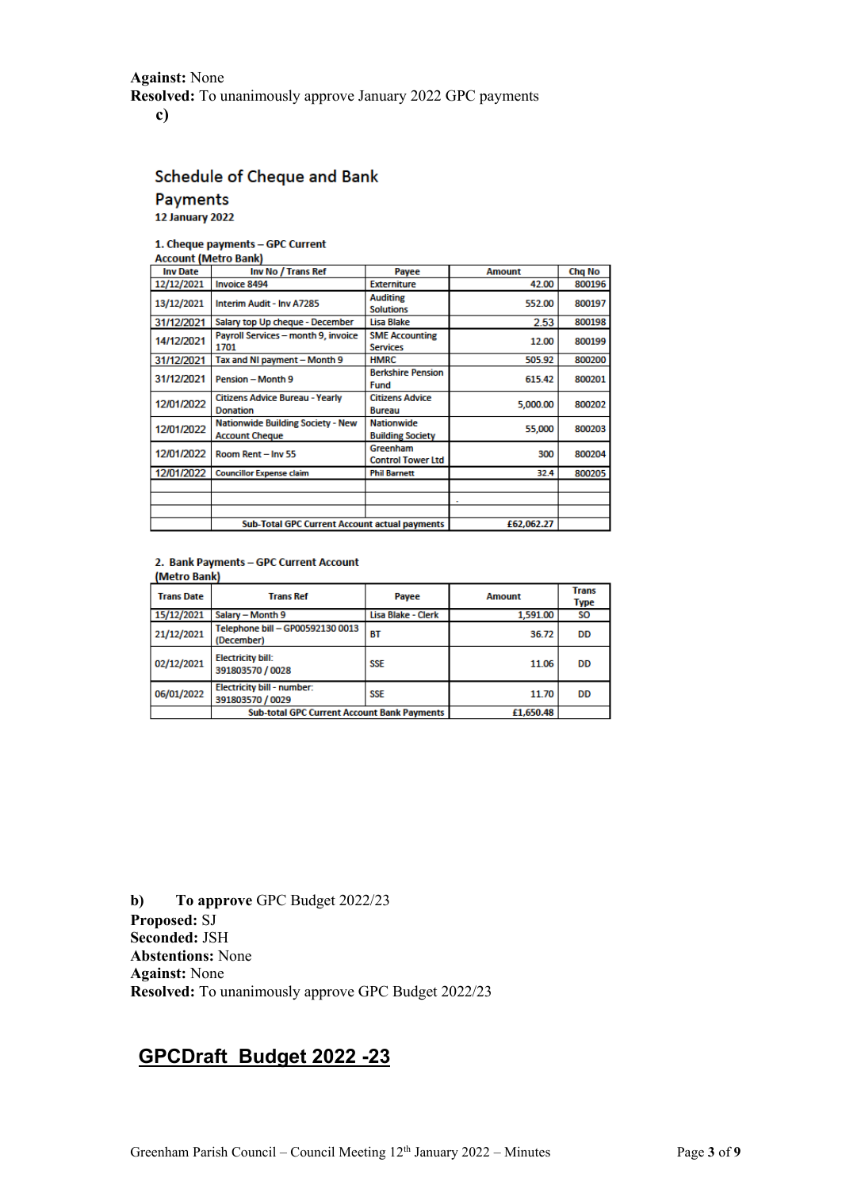**Against:** None
**Resolved:** To unanimously approve January 2022 GPC payments

**c)**

## Schedule of Cheque and Bank Payments

**12 January 2022**

**1. Cheque payments – GPC Current Account (Metro Bank)**

| Inv Date | Inv No / Trans Ref | Payee | Amount | Chq No |
|---|---|---|---|---|
| 12/12/2021 | Invoice 8494 | Externiture | 42.00 | 800196 |
| 13/12/2021 | Interim Audit - Inv A7285 | Auditing Solutions | 552.00 | 800197 |
| 31/12/2021 | Salary top Up cheque - December | Lisa Blake | 2.53 | 800198 |
| 14/12/2021 | Payroll Services – month 9, invoice 1701 | SME Accounting Services | 12.00 | 800199 |
| 31/12/2021 | Tax and NI payment – Month 9 | HMRC | 505.92 | 800200 |
| 31/12/2021 | Pension – Month 9 | Berkshire Pension Fund | 615.42 | 800201 |
| 12/01/2022 | Citizens Advice Bureau - Yearly Donation | Citizens Advice Bureau | 5,000.00 | 800202 |
| 12/01/2022 | Nationwide Building Society - New Account Cheque | Nationwide Building Society | 55,000 | 800203 |
| 12/01/2022 | Room Rent – Inv 55 | Greenham Control Tower Ltd | 300 | 800204 |
| 12/01/2022 | Councillor Expense claim | Phil Barnett | 32.4 | 800205 |
| | | | | |
| | | | . | |
| | | | | |
| | Sub-Total GPC Current Account actual payments | | £62,062.27 | |

**2. Bank Payments – GPC Current Account (Metro Bank)**

| Trans Date | Trans Ref | Payee | Amount | Trans Type |
|---|---|---|---|---|
| 15/12/2021 | Salary – Month 9 | Lisa Blake - Clerk | 1,591.00 | SO |
| 21/12/2021 | Telephone bill – GP00592130 0013 (December) | BT | 36.72 | DD |
| 02/12/2021 | Electricity bill: 391803570 / 0028 | SSE | 11.06 | DD |
| 06/01/2022 | Electricity bill - number: 391803570 / 0029 | SSE | 11.70 | DD |
| | Sub-total GPC Current Account Bank Payments | | £1,650.48 | |

**b)** **To approve** GPC Budget 2022/23
**Proposed:** SJ
**Seconded:** JSH
**Abstentions:** None
**Against:** None
**Resolved:** To unanimously approve GPC Budget 2022/23

## GPCDraft Budget 2022 -23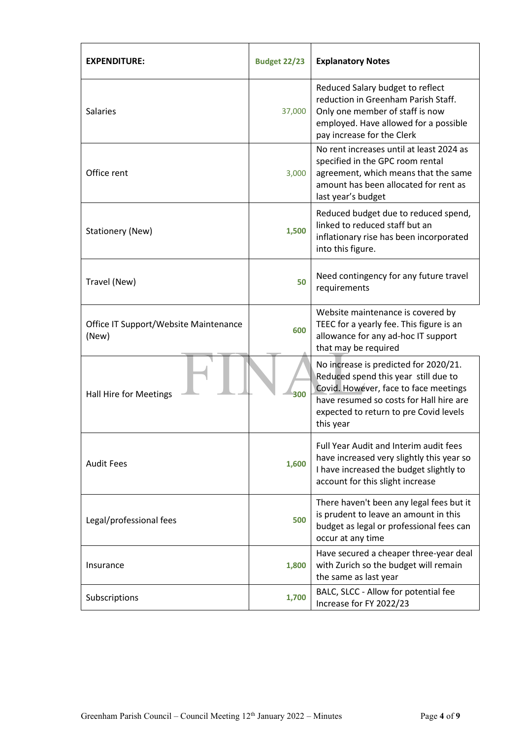| EXPENDITURE: | Budget 22/23 | Explanatory Notes |
|---|---|---|
| Salaries | 37,000 | Reduced Salary budget to reflect reduction in Greenham Parish Staff. Only one member of staff is now employed. Have allowed for a possible pay increase for the Clerk |
| Office rent | 3,000 | No rent increases until at least 2024 as specified in the GPC room rental agreement, which means that the same amount has been allocated for rent as last year's budget |
| Stationery (New) | **1,500** | Reduced budget due to reduced spend, linked to reduced staff but an inflationary rise has been incorporated into this figure. |
| Travel (New) | **50** | Need contingency for any future travel requirements |
| Office IT Support/Website Maintenance (New) | **600** | Website maintenance is covered by TEEC for a yearly fee. This figure is an allowance for any ad-hoc IT support that may be required |
| Hall Hire for Meetings | **300** | No increase is predicted for 2020/21. Reduced spend this year still due to Covid. However, face to face meetings have resumed so costs for Hall hire are expected to return to pre Covid levels this year |
| Audit Fees | **1,600** | Full Year Audit and Interim audit fees have increased very slightly this year so I have increased the budget slightly to account for this slight increase |
| Legal/professional fees | **500** | There haven't been any legal fees but it is prudent to leave an amount in this budget as legal or professional fees can occur at any time |
| Insurance | **1,800** | Have secured a cheaper three-year deal with Zurich so the budget will remain the same as last year |
| Subscriptions | **1,700** | BALC, SLCC - Allow for potential fee Increase for FY 2022/23 |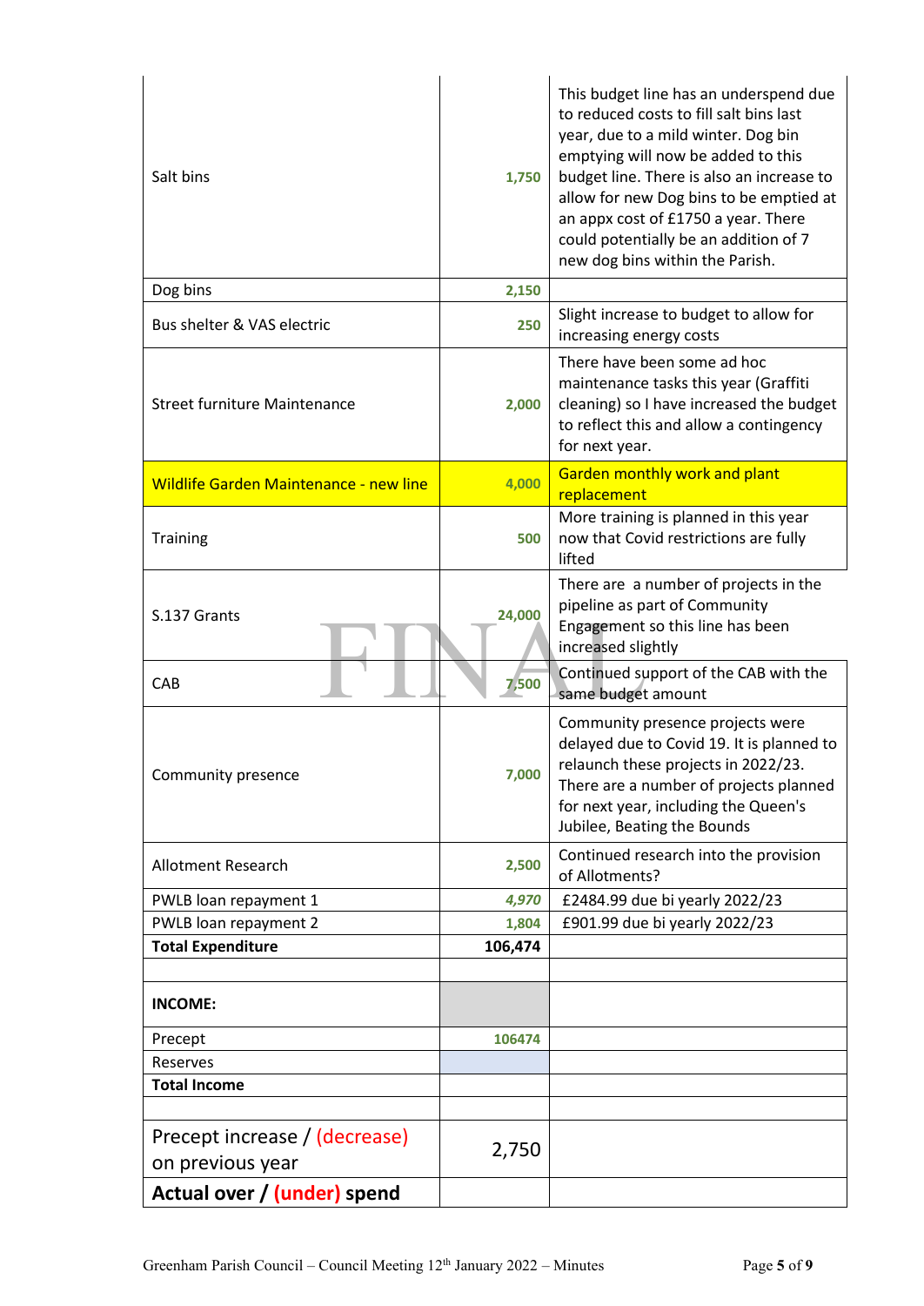| | | |
|---|---|---|
| Salt bins | 1,750 | This budget line has an underspend due to reduced costs to fill salt bins last year, due to a mild winter. Dog bin emptying will now be added to this budget line. There is also an increase to allow for new Dog bins to be emptied at an appx cost of £1750 a year. There could potentially be an addition of 7 new dog bins within the Parish. |
| Dog bins | 2,150 | |
| Bus shelter & VAS electric | 250 | Slight increase to budget to allow for increasing energy costs |
| Street furniture Maintenance | 2,000 | There have been some ad hoc maintenance tasks this year (Graffiti cleaning) so I have increased the budget to reflect this and allow a contingency for next year. |
| Wildlife Garden Maintenance - new line | 4,000 | Garden monthly work and plant replacement |
| Training | 500 | More training is planned in this year now that Covid restrictions are fully lifted |
| S.137 Grants | 24,000 | There are a number of projects in the pipeline as part of Community Engagement so this line has been increased slightly |
| CAB | 7,500 | Continued support of the CAB with the same budget amount |
| Community presence | 7,000 | Community presence projects were delayed due to Covid 19. It is planned to relaunch these projects in 2022/23. There are a number of projects planned for next year, including the Queen's Jubilee, Beating the Bounds |
| Allotment Research | 2,500 | Continued research into the provision of Allotments? |
| PWLB loan repayment 1 | *4,970* | £2484.99 due bi yearly 2022/23 |
| PWLB loan repayment 2 | 1,804 | £901.99 due bi yearly 2022/23 |
| **Total Expenditure** | **106,474** | |
| | | |
| **INCOME:** | | |
| Precept | 106474 | |
| Reserves | | |
| **Total Income** | | |
| | | |
| Precept increase / (decrease) on previous year | 2,750 | |
| **Actual over / (under) spend** | | |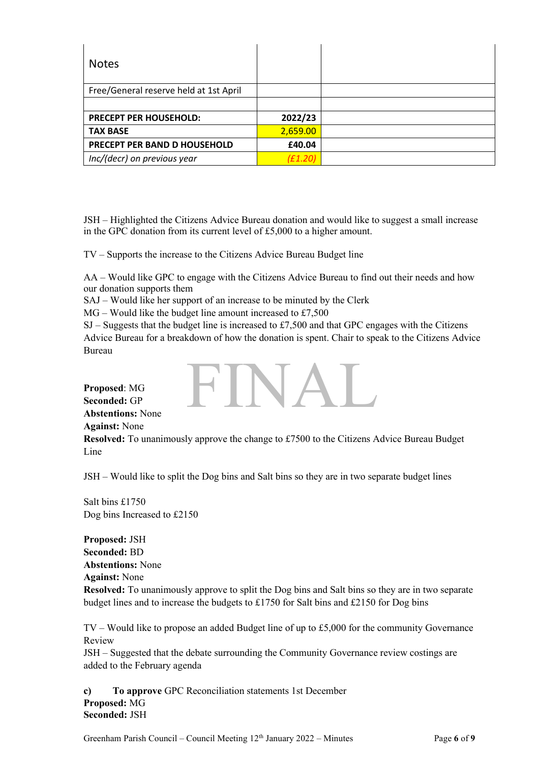| Notes | | |
|---|---|---|
| Free/General reserve held at 1st April | | |
| | | |
| **PRECEPT PER HOUSEHOLD:** | **2022/23** | |
| **TAX BASE** | 2,659.00 | |
| **PRECEPT PER BAND D HOUSEHOLD** | **£40.04** | |
| *Inc/(decr) on previous year* | *(£1.20)* | |

JSH – Highlighted the Citizens Advice Bureau donation and would like to suggest a small increase in the GPC donation from its current level of £5,000 to a higher amount.

TV – Supports the increase to the Citizens Advice Bureau Budget line

AA – Would like GPC to engage with the Citizens Advice Bureau to find out their needs and how our donation supports them

SAJ – Would like her support of an increase to be minuted by the Clerk

MG – Would like the budget line amount increased to £7,500

SJ – Suggests that the budget line is increased to £7,500 and that GPC engages with the Citizens Advice Bureau for a breakdown of how the donation is spent. Chair to speak to the Citizens Advice Bureau

**Proposed**: MG
**Seconded:** GP
**Abstentions:** None
**Against:** None
**Resolved:** To unanimously approve the change to £7500 to the Citizens Advice Bureau Budget Line

JSH – Would like to split the Dog bins and Salt bins so they are in two separate budget lines

Salt bins £1750
Dog bins Increased to £2150

**Proposed:** JSH
**Seconded:** BD
**Abstentions:** None
**Against:** None
**Resolved:** To unanimously approve to split the Dog bins and Salt bins so they are in two separate budget lines and to increase the budgets to £1750 for Salt bins and £2150 for Dog bins

TV – Would like to propose an added Budget line of up to £5,000 for the community Governance Review

JSH – Suggested that the debate surrounding the Community Governance review costings are added to the February agenda

**c) To approve** GPC Reconciliation statements 1st December
**Proposed:** MG
**Seconded:** JSH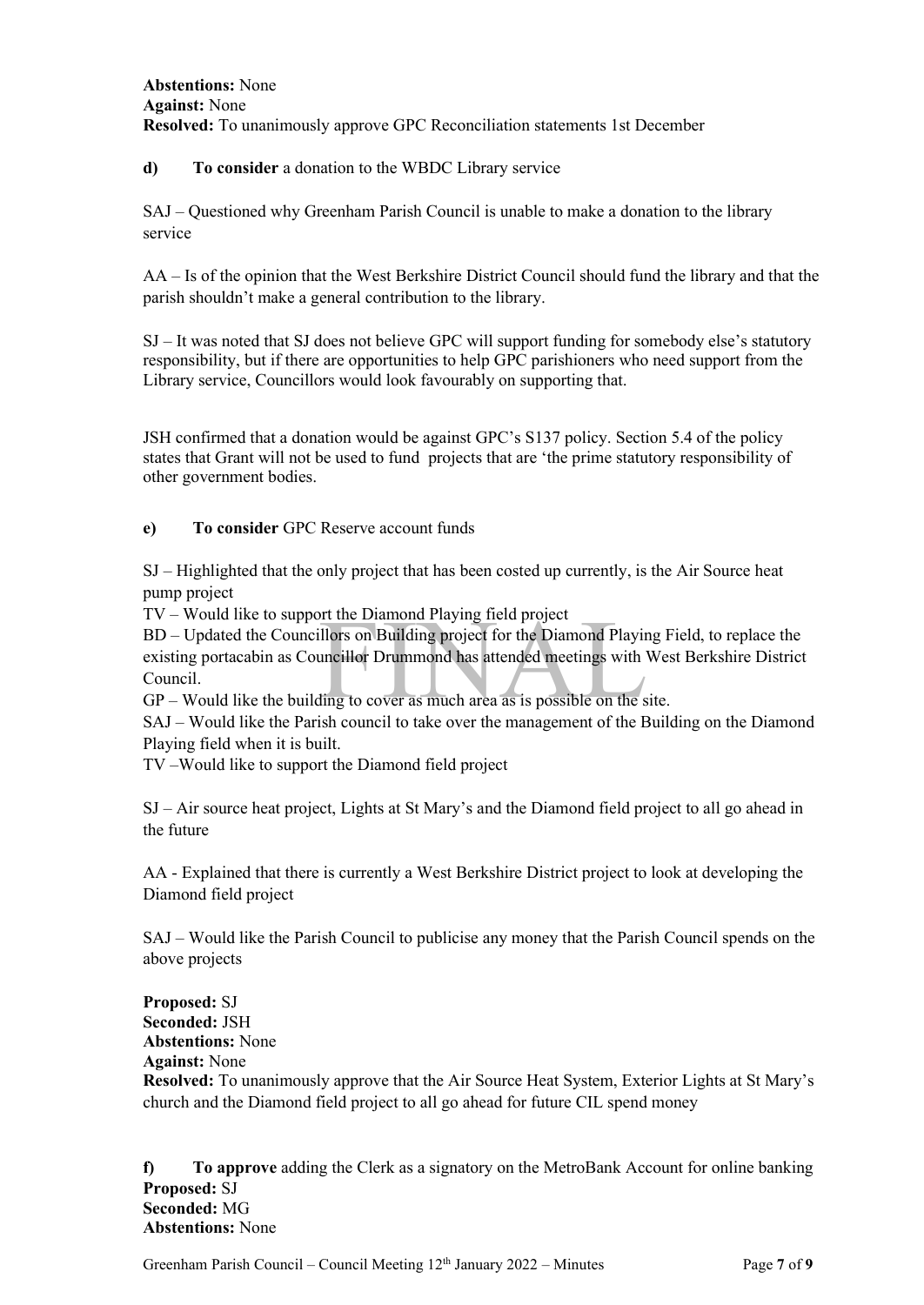**Abstentions:** None
**Against:** None
**Resolved:** To unanimously approve GPC Reconciliation statements 1st December

**d) To consider** a donation to the WBDC Library service

SAJ – Questioned why Greenham Parish Council is unable to make a donation to the library service

AA – Is of the opinion that the West Berkshire District Council should fund the library and that the parish shouldn't make a general contribution to the library.

SJ – It was noted that SJ does not believe GPC will support funding for somebody else's statutory responsibility, but if there are opportunities to help GPC parishioners who need support from the Library service, Councillors would look favourably on supporting that.

JSH confirmed that a donation would be against GPC's S137 policy. Section 5.4 of the policy states that Grant will not be used to fund projects that are 'the prime statutory responsibility of other government bodies.

**e) To consider** GPC Reserve account funds

SJ – Highlighted that the only project that has been costed up currently, is the Air Source heat pump project
TV – Would like to support the Diamond Playing field project
BD – Updated the Councillors on Building project for the Diamond Playing Field, to replace the existing portacabin as Councillor Drummond has attended meetings with West Berkshire District Council.
GP – Would like the building to cover as much area as is possible on the site.
SAJ – Would like the Parish council to take over the management of the Building on the Diamond Playing field when it is built.
TV –Would like to support the Diamond field project

SJ – Air source heat project, Lights at St Mary's and the Diamond field project to all go ahead in the future

AA - Explained that there is currently a West Berkshire District project to look at developing the Diamond field project

SAJ – Would like the Parish Council to publicise any money that the Parish Council spends on the above projects

**Proposed:** SJ
**Seconded:** JSH
**Abstentions:** None
**Against:** None
**Resolved:** To unanimously approve that the Air Source Heat System, Exterior Lights at St Mary's church and the Diamond field project to all go ahead for future CIL spend money

**f) To approve** adding the Clerk as a signatory on the MetroBank Account for online banking
**Proposed:** SJ
**Seconded:** MG
**Abstentions:** None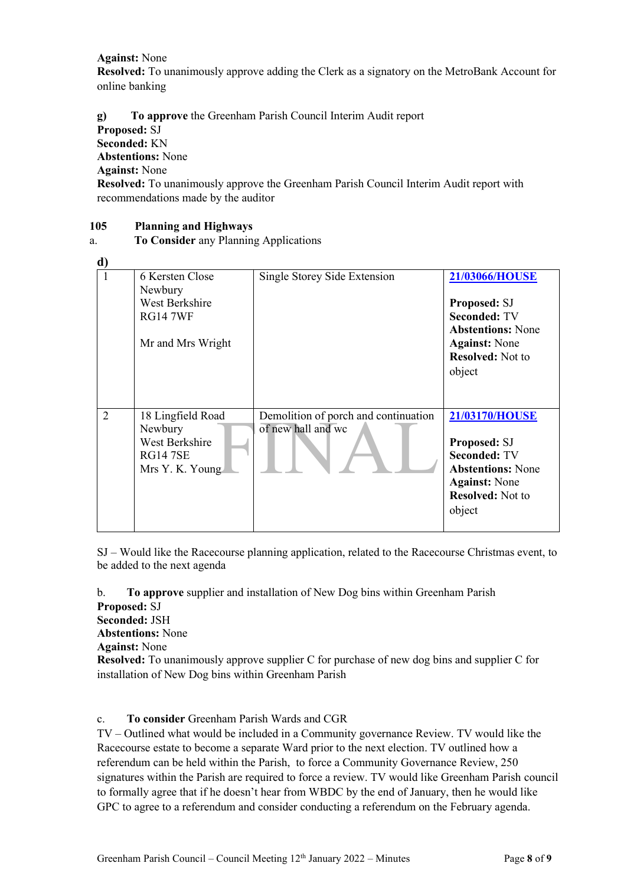**Against:** None
**Resolved:** To unanimously approve adding the Clerk as a signatory on the MetroBank Account for online banking

**g) To approve** the Greenham Parish Council Interim Audit report
**Proposed:** SJ
**Seconded:** KN
**Abstentions:** None
**Against:** None
**Resolved:** To unanimously approve the Greenham Parish Council Interim Audit report with recommendations made by the auditor

**105 Planning and Highways**

a. **To Consider** any Planning Applications

**d)**

| | | | |
|---|---|---|---|
| 1 | 6 Kersten Close<br>Newbury<br>West Berkshire<br>RG14 7WF<br><br>Mr and Mrs Wright | Single Storey Side Extension | **21/03066/HOUSE**<br><br>**Proposed:** SJ<br>**Seconded:** TV<br>**Abstentions:** None<br>**Against:** None<br>**Resolved:** Not to object |
| 2 | 18 Lingfield Road<br>Newbury<br>West Berkshire<br>RG14 7SE<br>Mrs Y. K. Young | Demolition of porch and continuation of new hall and wc | **21/03170/HOUSE**<br><br>**Proposed:** SJ<br>**Seconded:** TV<br>**Abstentions:** None<br>**Against:** None<br>**Resolved:** Not to object |

SJ – Would like the Racecourse planning application, related to the Racecourse Christmas event, to be added to the next agenda

b. **To approve** supplier and installation of New Dog bins within Greenham Parish
**Proposed:** SJ
**Seconded:** JSH
**Abstentions:** None
**Against:** None
**Resolved:** To unanimously approve supplier C for purchase of new dog bins and supplier C for installation of New Dog bins within Greenham Parish

c. **To consider** Greenham Parish Wards and CGR
TV – Outlined what would be included in a Community governance Review. TV would like the Racecourse estate to become a separate Ward prior to the next election. TV outlined how a referendum can be held within the Parish, to force a Community Governance Review, 250 signatures within the Parish are required to force a review. TV would like Greenham Parish council to formally agree that if he doesn't hear from WBDC by the end of January, then he would like GPC to agree to a referendum and consider conducting a referendum on the February agenda.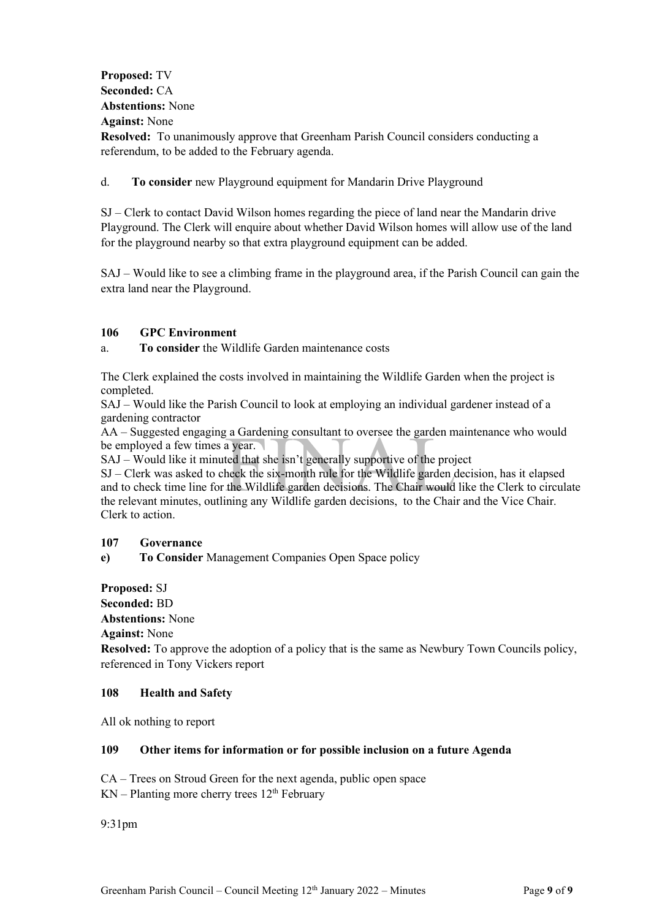**Proposed:** TV
**Seconded:** CA
**Abstentions:** None
**Against:** None
**Resolved:** To unanimously approve that Greenham Parish Council considers conducting a referendum, to be added to the February agenda.

d. **To consider** new Playground equipment for Mandarin Drive Playground

SJ – Clerk to contact David Wilson homes regarding the piece of land near the Mandarin drive Playground. The Clerk will enquire about whether David Wilson homes will allow use of the land for the playground nearby so that extra playground equipment can be added.

SAJ – Would like to see a climbing frame in the playground area, if the Parish Council can gain the extra land near the Playground.

**106 GPC Environment**

a. **To consider** the Wildlife Garden maintenance costs

The Clerk explained the costs involved in maintaining the Wildlife Garden when the project is completed.
SAJ – Would like the Parish Council to look at employing an individual gardener instead of a gardening contractor
AA – Suggested engaging a Gardening consultant to oversee the garden maintenance who would be employed a few times a year.
SAJ – Would like it minuted that she isn't generally supportive of the project
SJ – Clerk was asked to check the six-month rule for the Wildlife garden decision, has it elapsed and to check time line for the Wildlife garden decisions. The Chair would like the Clerk to circulate the relevant minutes, outlining any Wildlife garden decisions, to the Chair and the Vice Chair. Clerk to action.

**107 Governance**

**e) To Consider** Management Companies Open Space policy

**Proposed:** SJ
**Seconded:** BD
**Abstentions:** None
**Against:** None
**Resolved:** To approve the adoption of a policy that is the same as Newbury Town Councils policy, referenced in Tony Vickers report

**108 Health and Safety**

All ok nothing to report

**109 Other items for information or for possible inclusion on a future Agenda**

CA – Trees on Stroud Green for the next agenda, public open space
KN – Planting more cherry trees 12th February

9:31pm